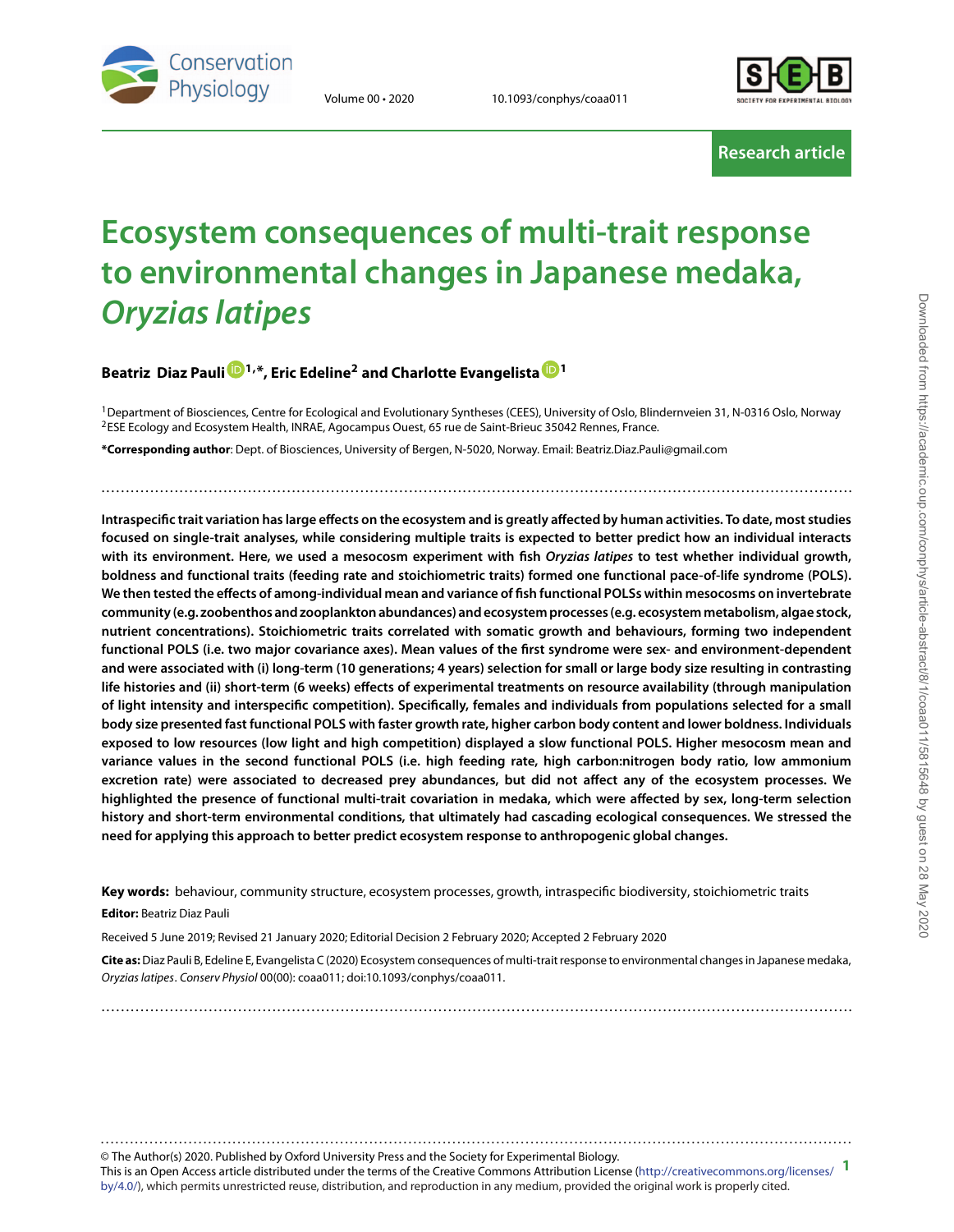Research article

# Ecosystem consequences of multi-trait response to environmental changes in Japanese medaka, *Oryzias latipes*

**Beatriz Diaz Pauli[1,*], Eric Edeline[2] and Charlotte Evangelista[1]**

[1]Department of Biosciences, Centre for Ecological and Evolutionary Syntheses (CEES), University of Oslo, Blindernveien 31, N-0316 Oslo, Norway
[2]ESE Ecology and Ecosystem Health, INRAE, Agocampus Ouest, 65 rue de Saint-Brieuc 35042 Rennes, France.

***Corresponding author**: Dept. of Biosciences, University of Bergen, N-5020, Norway. Email: Beatriz.Diaz.Pauli@gmail.com

**Intraspecific trait variation has large effects on the ecosystem and is greatly affected by human activities. To date, most studies focused on single-trait analyses, while considering multiple traits is expected to better predict how an individual interacts with its environment. Here, we used a mesocosm experiment with fish *Oryzias latipes* to test whether individual growth, boldness and functional traits (feeding rate and stoichiometric traits) formed one functional pace-of-life syndrome (POLS). We then tested the effects of among-individual mean and variance of fish functional POLSs within mesocosms on invertebrate community (e.g. zoobenthos and zooplankton abundances) and ecosystem processes (e.g. ecosystem metabolism, algae stock, nutrient concentrations). Stoichiometric traits correlated with somatic growth and behaviours, forming two independent functional POLS (i.e. two major covariance axes). Mean values of the first syndrome were sex- and environment-dependent and were associated with (i) long-term (10 generations; 4 years) selection for small or large body size resulting in contrasting life histories and (ii) short-term (6 weeks) effects of experimental treatments on resource availability (through manipulation of light intensity and interspecific competition). Specifically, females and individuals from populations selected for a small body size presented fast functional POLS with faster growth rate, higher carbon body content and lower boldness. Individuals exposed to low resources (low light and high competition) displayed a slow functional POLS. Higher mesocosm mean and variance values in the second functional POLS (i.e. high feeding rate, high carbon:nitrogen body ratio, low ammonium excretion rate) were associated to decreased prey abundances, but did not affect any of the ecosystem processes. We highlighted the presence of functional multi-trait covariation in medaka, which were affected by sex, long-term selection history and short-term environmental conditions, that ultimately had cascading ecological consequences. We stressed the need for applying this approach to better predict ecosystem response to anthropogenic global changes.**

**Key words:** behaviour, community structure, ecosystem processes, growth, intraspecific biodiversity, stoichiometric traits

**Editor:** Beatriz Diaz Pauli

Received 5 June 2019; Revised 21 January 2020; Editorial Decision 2 February 2020; Accepted 2 February 2020

**Cite as:** Diaz Pauli B, Edeline E, Evangelista C (2020) Ecosystem consequences of multi-trait response to environmental changes in Japanese medaka, *Oryzias latipes*. *Conserv Physiol* 00(00): coaa011; doi:10.1093/conphys/coaa011.

© The Author(s) 2020. Published by Oxford University Press and the Society for Experimental Biology.
This is an Open Access article distributed under the terms of the Creative Commons Attribution License (http://creativecommons.org/licenses/by/4.0/), which permits unrestricted reuse, distribution, and reproduction in any medium, provided the original work is properly cited.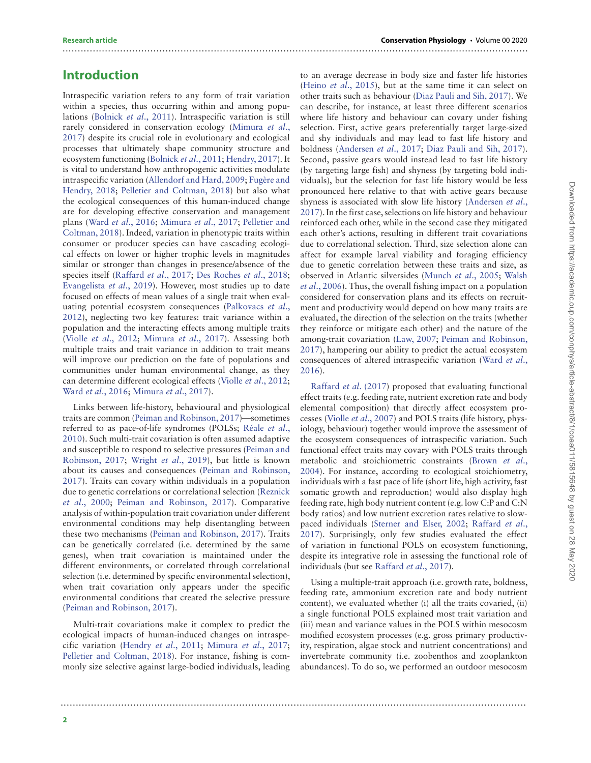## Introduction

Intraspecific variation refers to any form of trait variation within a species, thus occurring within and among populations (Bolnick *et al*., 2011). Intraspecific variation is still rarely considered in conservation ecology (Mimura *et al*., 2017) despite its crucial role in evolutionary and ecological processes that ultimately shape community structure and ecosystem functioning (Bolnick *et al*., 2011; Hendry, 2017). It is vital to understand how anthropogenic activities modulate intraspecific variation (Allendorf and Hard, 2009; Fugère and Hendry, 2018; Pelletier and Coltman, 2018) but also what the ecological consequences of this human-induced change are for developing effective conservation and management plans (Ward *et al*., 2016; Mimura *et al*., 2017; Pelletier and Coltman, 2018). Indeed, variation in phenotypic traits within consumer or producer species can have cascading ecological effects on lower or higher trophic levels in magnitudes similar or stronger than changes in presence/absence of the species itself (Raffard *et al*., 2017; Des Roches *et al*., 2018; Evangelista *et al*., 2019). However, most studies up to date focused on effects of mean values of a single trait when evaluating potential ecosystem consequences (Palkovacs *et al*., 2012), neglecting two key features: trait variance within a population and the interacting effects among multiple traits (Violle *et al*., 2012; Mimura *et al*., 2017). Assessing both multiple traits and trait variance in addition to trait means will improve our prediction on the fate of populations and communities under human environmental change, as they can determine different ecological effects (Violle *et al*., 2012; Ward *et al*., 2016; Mimura *et al*., 2017).

Links between life-history, behavioural and physiological traits are common (Peiman and Robinson, 2017)—sometimes referred to as pace-of-life syndromes (POLSs; Réale *et al*., 2010). Such multi-trait covariation is often assumed adaptive and susceptible to respond to selective pressures (Peiman and Robinson, 2017; Wright *et al*., 2019), but little is known about its causes and consequences (Peiman and Robinson, 2017). Traits can covary within individuals in a population due to genetic correlations or correlational selection (Reznick *et al*., 2000; Peiman and Robinson, 2017). Comparative analysis of within-population trait covariation under different environmental conditions may help disentangling between these two mechanisms (Peiman and Robinson, 2017). Traits can be genetically correlated (i.e. determined by the same genes), when trait covariation is maintained under the different environments, or correlated through correlational selection (i.e. determined by specific environmental selection), when trait covariation only appears under the specific environmental conditions that created the selective pressure (Peiman and Robinson, 2017).

Multi-trait covariations make it complex to predict the ecological impacts of human-induced changes on intraspecific variation (Hendry *et al*., 2011; Mimura *et al*., 2017; Pelletier and Coltman, 2018). For instance, fishing is commonly size selective against large-bodied individuals, leading to an average decrease in body size and faster life histories (Heino *et al*., 2015), but at the same time it can select on other traits such as behaviour (Diaz Pauli and Sih, 2017). We can describe, for instance, at least three different scenarios where life history and behaviour can covary under fishing selection. First, active gears preferentially target large-sized and shy individuals and may lead to fast life history and boldness (Andersen *et al*., 2017; Diaz Pauli and Sih, 2017). Second, passive gears would instead lead to fast life history (by targeting large fish) and shyness (by targeting bold individuals), but the selection for fast life history would be less pronounced here relative to that with active gears because shyness is associated with slow life history (Andersen *et al*., 2017). In the first case, selections on life history and behaviour reinforced each other, while in the second case they mitigated each other's actions, resulting in different trait covariations due to correlational selection. Third, size selection alone can affect for example larval viability and foraging efficiency due to genetic correlation between these traits and size, as observed in Atlantic silversides (Munch *et al*., 2005; Walsh *et al*., 2006). Thus, the overall fishing impact on a population considered for conservation plans and its effects on recruitment and productivity would depend on how many traits are evaluated, the direction of the selection on the traits (whether they reinforce or mitigate each other) and the nature of the among-trait covariation (Law, 2007; Peiman and Robinson, 2017), hampering our ability to predict the actual ecosystem consequences of altered intraspecific variation (Ward *et al*., 2016).

Raffard *et al*. (2017) proposed that evaluating functional effect traits (e.g. feeding rate, nutrient excretion rate and body elemental composition) that directly affect ecosystem processes (Violle *et al*., 2007) and POLS traits (life history, physiology, behaviour) together would improve the assessment of the ecosystem consequences of intraspecific variation. Such functional effect traits may covary with POLS traits through metabolic and stoichiometric constraints (Brown *et al*., 2004). For instance, according to ecological stoichiometry, individuals with a fast pace of life (short life, high activity, fast somatic growth and reproduction) would also display high feeding rate, high body nutrient content (e.g. low C:P and C:N body ratios) and low nutrient excretion rates relative to slow-paced individuals (Sterner and Elser, 2002; Raffard *et al*., 2017). Surprisingly, only few studies evaluated the effect of variation in functional POLS on ecosystem functioning, despite its integrative role in assessing the functional role of individuals (but see Raffard *et al*., 2017).

Using a multiple-trait approach (i.e. growth rate, boldness, feeding rate, ammonium excretion rate and body nutrient content), we evaluated whether (i) all the traits covaried, (ii) a single functional POLS explained most trait variation and (iii) mean and variance values in the POLS within mesocosm modified ecosystem processes (e.g. gross primary productivity, respiration, algae stock and nutrient concentrations) and invertebrate community (i.e. zoobenthos and zooplankton abundances). To do so, we performed an outdoor mesocosm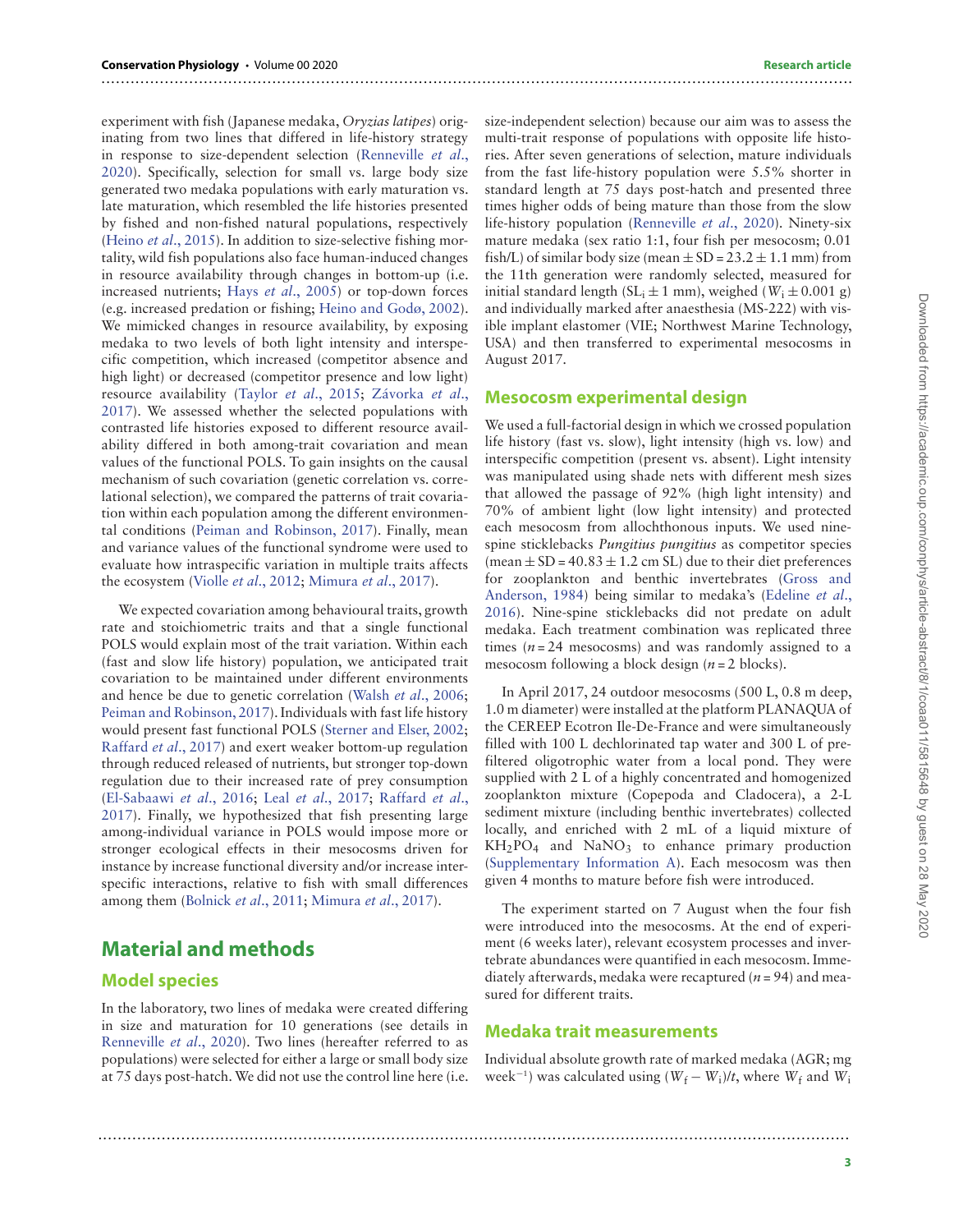experiment with fish (Japanese medaka, *Oryzias latipes*) originating from two lines that differed in life-history strategy in response to size-dependent selection (Renneville *et al*., 2020). Specifically, selection for small vs. large body size generated two medaka populations with early maturation vs. late maturation, which resembled the life histories presented by fished and non-fished natural populations, respectively (Heino *et al*., 2015). In addition to size-selective fishing mortality, wild fish populations also face human-induced changes in resource availability through changes in bottom-up (i.e. increased nutrients; Hays *et al*., 2005) or top-down forces (e.g. increased predation or fishing; Heino and Godø, 2002). We mimicked changes in resource availability, by exposing medaka to two levels of both light intensity and interspecific competition, which increased (competitor absence and high light) or decreased (competitor presence and low light) resource availability (Taylor *et al*., 2015; Závorka *et al*., 2017). We assessed whether the selected populations with contrasted life histories exposed to different resource availability differed in both among-trait covariation and mean values of the functional POLS. To gain insights on the causal mechanism of such covariation (genetic correlation vs. correlational selection), we compared the patterns of trait covariation within each population among the different environmental conditions (Peiman and Robinson, 2017). Finally, mean and variance values of the functional syndrome were used to evaluate how intraspecific variation in multiple traits affects the ecosystem (Violle *et al*., 2012; Mimura *et al*., 2017).

We expected covariation among behavioural traits, growth rate and stoichiometric traits and that a single functional POLS would explain most of the trait variation. Within each (fast and slow life history) population, we anticipated trait covariation to be maintained under different environments and hence be due to genetic correlation (Walsh *et al*., 2006; Peiman and Robinson, 2017). Individuals with fast life history would present fast functional POLS (Sterner and Elser, 2002; Raffard *et al*., 2017) and exert weaker bottom-up regulation through reduced released of nutrients, but stronger top-down regulation due to their increased rate of prey consumption (El-Sabaawi *et al*., 2016; Leal *et al*., 2017; Raffard *et al*., 2017). Finally, we hypothesized that fish presenting large among-individual variance in POLS would impose more or stronger ecological effects in their mesocosms driven for instance by increase functional diversity and/or increase interspecific interactions, relative to fish with small differences among them (Bolnick *et al*., 2011; Mimura *et al*., 2017).

# Material and methods

## Model species

In the laboratory, two lines of medaka were created differing in size and maturation for 10 generations (see details in Renneville *et al*., 2020). Two lines (hereafter referred to as populations) were selected for either a large or small body size at 75 days post-hatch. We did not use the control line here (i.e. size-independent selection) because our aim was to assess the multi-trait response of populations with opposite life histories. After seven generations of selection, mature individuals from the fast life-history population were 5.5% shorter in standard length at 75 days post-hatch and presented three times higher odds of being mature than those from the slow life-history population (Renneville *et al*., 2020). Ninety-six mature medaka (sex ratio 1:1, four fish per mesocosm; 0.01 fish/L) of similar body size (mean ± SD = 23.2 ± 1.1 mm) from the 11th generation were randomly selected, measured for initial standard length ($SL_i$ ± 1 mm), weighed ($W_i$ ± 0.001 g) and individually marked after anaesthesia (MS-222) with visible implant elastomer (VIE; Northwest Marine Technology, USA) and then transferred to experimental mesocosms in August 2017.

## Mesocosm experimental design

We used a full-factorial design in which we crossed population life history (fast vs. slow), light intensity (high vs. low) and interspecific competition (present vs. absent). Light intensity was manipulated using shade nets with different mesh sizes that allowed the passage of 92% (high light intensity) and 70% of ambient light (low light intensity) and protected each mesocosm from allochthonous inputs. We used nine-spine sticklebacks *Pungitius pungitius* as competitor species (mean ± SD = 40.83 ± 1.2 cm SL) due to their diet preferences for zooplankton and benthic invertebrates (Gross and Anderson, 1984) being similar to medaka's (Edeline *et al*., 2016). Nine-spine sticklebacks did not predate on adult medaka. Each treatment combination was replicated three times ($n = 24$ mesocosms) and was randomly assigned to a mesocosm following a block design ($n = 2$ blocks).

In April 2017, 24 outdoor mesocosms (500 L, 0.8 m deep, 1.0 m diameter) were installed at the platform PLANAQUA of the CEREEP Ecotron Ile-De-France and were simultaneously filled with 100 L dechlorinated tap water and 300 L of pre-filtered oligotrophic water from a local pond. They were supplied with 2 L of a highly concentrated and homogenized zooplankton mixture (Copepoda and Cladocera), a 2-L sediment mixture (including benthic invertebrates) collected locally, and enriched with 2 mL of a liquid mixture of $KH_2PO_4$ and $NaNO_3$ to enhance primary production (Supplementary Information A). Each mesocosm was then given 4 months to mature before fish were introduced.

The experiment started on 7 August when the four fish were introduced into the mesocosms. At the end of experiment (6 weeks later), relevant ecosystem processes and invertebrate abundances were quantified in each mesocosm. Immediately afterwards, medaka were recaptured ($n = 94$) and measured for different traits.

## Medaka trait measurements

Individual absolute growth rate of marked medaka (AGR; mg week$^{-1}$) was calculated using $(W_f - W_i)/t$, where $W_f$ and $W_i$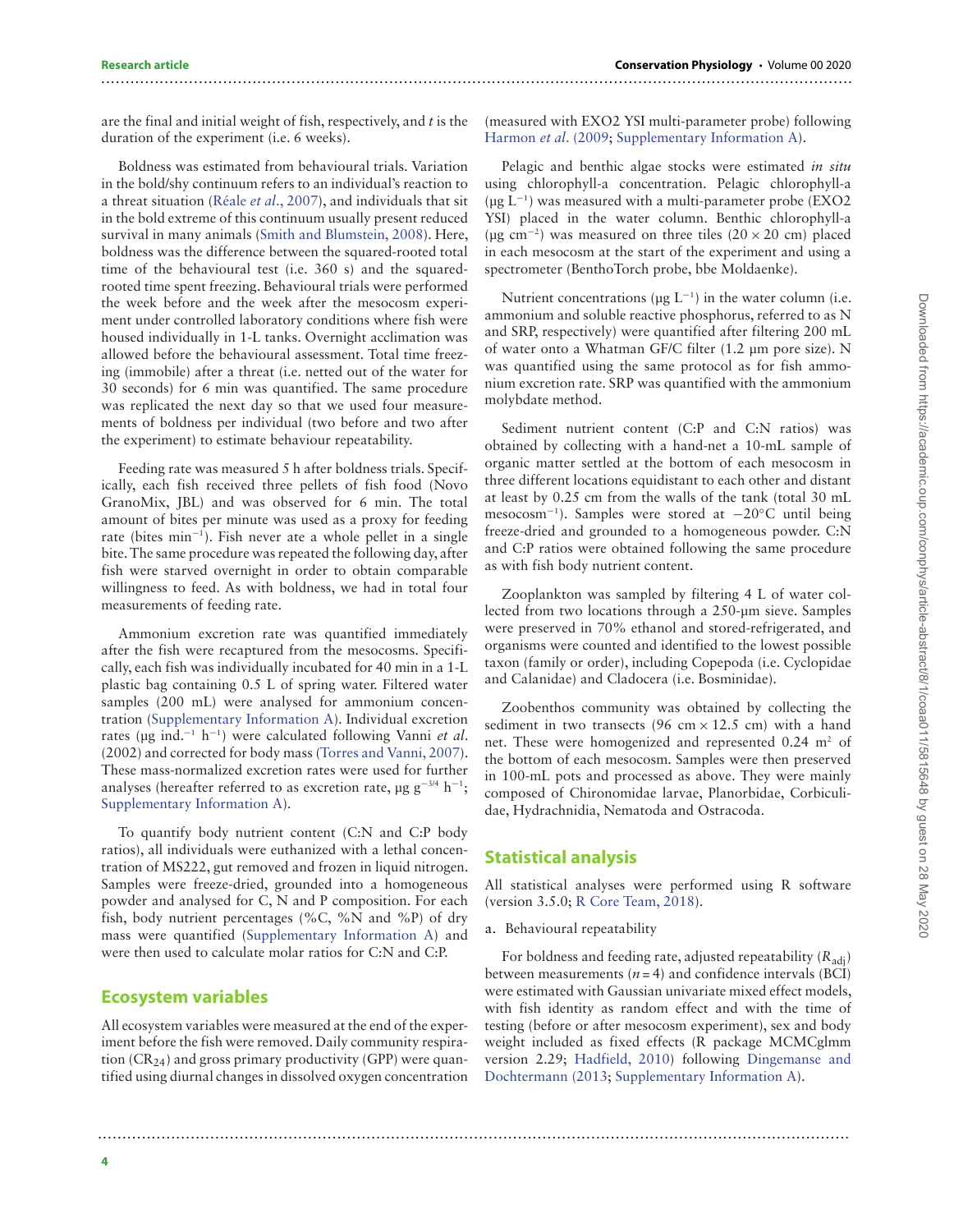are the final and initial weight of fish, respectively, and $t$ is the duration of the experiment (i.e. 6 weeks).

Boldness was estimated from behavioural trials. Variation in the bold/shy continuum refers to an individual's reaction to a threat situation (Réale *et al*., 2007), and individuals that sit in the bold extreme of this continuum usually present reduced survival in many animals (Smith and Blumstein, 2008). Here, boldness was the difference between the squared-rooted total time of the behavioural test (i.e. 360 s) and the squared-rooted time spent freezing. Behavioural trials were performed the week before and the week after the mesocosm experiment under controlled laboratory conditions where fish were housed individually in 1-L tanks. Overnight acclimation was allowed before the behavioural assessment. Total time freezing (immobile) after a threat (i.e. netted out of the water for 30 seconds) for 6 min was quantified. The same procedure was replicated the next day so that we used four measurements of boldness per individual (two before and two after the experiment) to estimate behaviour repeatability.

Feeding rate was measured 5 h after boldness trials. Specifically, each fish received three pellets of fish food (Novo GranoMix, JBL) and was observed for 6 min. The total amount of bites per minute was used as a proxy for feeding rate (bites $\text{min}^{-1}$). Fish never ate a whole pellet in a single bite. The same procedure was repeated the following day, after fish were starved overnight in order to obtain comparable willingness to feed. As with boldness, we had in total four measurements of feeding rate.

Ammonium excretion rate was quantified immediately after the fish were recaptured from the mesocosms. Specifically, each fish was individually incubated for 40 min in a 1-L plastic bag containing 0.5 L of spring water. Filtered water samples (200 mL) were analysed for ammonium concentration (Supplementary Information A). Individual excretion rates (μg $\text{ind.}^{-1}$ $\text{h}^{-1}$) were calculated following Vanni *et al*. (2002) and corrected for body mass (Torres and Vanni, 2007). These mass-normalized excretion rates were used for further analyses (hereafter referred to as excretion rate, μg $\text{g}^{-3/4}$ $\text{h}^{-1}$; Supplementary Information A).

To quantify body nutrient content (C:N and C:P body ratios), all individuals were euthanized with a lethal concentration of MS222, gut removed and frozen in liquid nitrogen. Samples were freeze-dried, grounded into a homogeneous powder and analysed for C, N and P composition. For each fish, body nutrient percentages (%C, %N and %P) of dry mass were quantified (Supplementary Information A) and were then used to calculate molar ratios for C:N and C:P.

## Ecosystem variables

All ecosystem variables were measured at the end of the experiment before the fish were removed. Daily community respiration ($CR_{24}$) and gross primary productivity (GPP) were quantified using diurnal changes in dissolved oxygen concentration (measured with EXO2 YSI multi-parameter probe) following Harmon *et al*. (2009; Supplementary Information A).

Pelagic and benthic algae stocks were estimated *in situ* using chlorophyll-a concentration. Pelagic chlorophyll-a (μg $\text{L}^{-1}$) was measured with a multi-parameter probe (EXO2 YSI) placed in the water column. Benthic chlorophyll-a (μg $\text{cm}^{-2}$) was measured on three tiles (20 × 20 cm) placed in each mesocosm at the start of the experiment and using a spectrometer (BenthoTorch probe, bbe Moldaenke).

Nutrient concentrations (μg $\text{L}^{-1}$) in the water column (i.e. ammonium and soluble reactive phosphorus, referred to as N and SRP, respectively) were quantified after filtering 200 mL of water onto a Whatman GF/C filter (1.2 μm pore size). N was quantified using the same protocol as for fish ammonium excretion rate. SRP was quantified with the ammonium molybdate method.

Sediment nutrient content (C:P and C:N ratios) was obtained by collecting with a hand-net a 10-mL sample of organic matter settled at the bottom of each mesocosm in three different locations equidistant to each other and distant at least by 0.25 cm from the walls of the tank (total 30 mL $\text{mesocosm}^{-1}$). Samples were stored at −20°C until being freeze-dried and grounded to a homogeneous powder. C:N and C:P ratios were obtained following the same procedure as with fish body nutrient content.

Zooplankton was sampled by filtering 4 L of water collected from two locations through a 250-μm sieve. Samples were preserved in 70% ethanol and stored-refrigerated, and organisms were counted and identified to the lowest possible taxon (family or order), including Copepoda (i.e. Cyclopidae and Calanidae) and Cladocera (i.e. Bosminidae).

Zoobenthos community was obtained by collecting the sediment in two transects (96 cm × 12.5 cm) with a hand net. These were homogenized and represented 0.24 $\text{m}^2$ of the bottom of each mesocosm. Samples were then preserved in 100-mL pots and processed as above. They were mainly composed of Chironomidae larvae, Planorbidae, Corbiculidae, Hydrachnidia, Nematoda and Ostracoda.

## Statistical analysis

All statistical analyses were performed using R software (version 3.5.0; R Core Team, 2018).

a. Behavioural repeatability

For boldness and feeding rate, adjusted repeatability ($R_{\text{adj}}$) between measurements ($n = 4$) and confidence intervals (BCI) were estimated with Gaussian univariate mixed effect models, with fish identity as random effect and with the time of testing (before or after mesocosm experiment), sex and body weight included as fixed effects (R package MCMCglmm version 2.29; Hadfield, 2010) following Dingemanse and Dochtermann (2013; Supplementary Information A).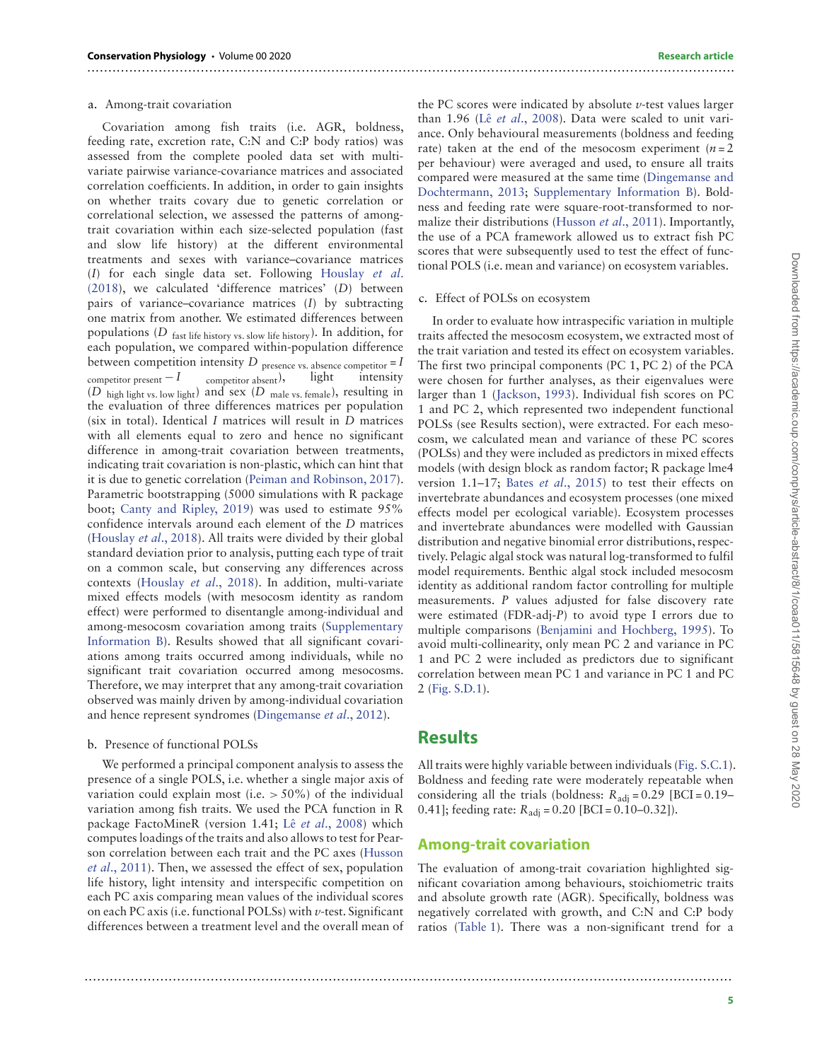a. Among-trait covariation

Covariation among fish traits (i.e. AGR, boldness, feeding rate, excretion rate, C:N and C:P body ratios) was assessed from the complete pooled data set with multivariate pairwise variance-covariance matrices and associated correlation coefficients. In addition, in order to gain insights on whether traits covary due to genetic correlation or correlational selection, we assessed the patterns of among-trait covariation within each size-selected population (fast and slow life history) at the different environmental treatments and sexes with variance–covariance matrices ($I$) for each single data set. Following Houslay *et al.* (2018), we calculated 'difference matrices' ($D$) between pairs of variance–covariance matrices ($I$) by subtracting one matrix from another. We estimated differences between populations ($D_{\text{fast life history vs. slow life history}}$). In addition, for each population, we compared within-population difference between competition intensity $D_{\text{presence vs. absence competitor}} = I_{\text{competitor present}} - I_{\text{competitor absent}}$), light intensity ($D_{\text{high light vs. low light}}$) and sex ($D_{\text{male vs. female}}$), resulting in the evaluation of three differences matrices per population (six in total). Identical $I$ matrices will result in $D$ matrices with all elements equal to zero and hence no significant difference in among-trait covariation between treatments, indicating trait covariation is non-plastic, which can hint that it is due to genetic correlation (Peiman and Robinson, 2017). Parametric bootstrapping (5000 simulations with R package boot; Canty and Ripley, 2019) was used to estimate 95% confidence intervals around each element of the $D$ matrices (Houslay *et al.*, 2018). All traits were divided by their global standard deviation prior to analysis, putting each type of trait on a common scale, but conserving any differences across contexts (Houslay *et al.*, 2018). In addition, multi-variate mixed effects models (with mesocosm identity as random effect) were performed to disentangle among-individual and among-mesocosm covariation among traits (Supplementary Information B). Results showed that all significant covariations among traits occurred among individuals, while no significant trait covariation occurred among mesocosms. Therefore, we may interpret that any among-trait covariation observed was mainly driven by among-individual covariation and hence represent syndromes (Dingemanse *et al.*, 2012).

b. Presence of functional POLSs

We performed a principal component analysis to assess the presence of a single POLS, i.e. whether a single major axis of variation could explain most (i.e. > 50%) of the individual variation among fish traits. We used the PCA function in R package FactoMineR (version 1.41; Lê *et al.*, 2008) which computes loadings of the traits and also allows to test for Pearson correlation between each trait and the PC axes (Husson *et al.*, 2011). Then, we assessed the effect of sex, population life history, light intensity and interspecific competition on each PC axis comparing mean values of the individual scores on each PC axis (i.e. functional POLSs) with $v$-test. Significant differences between a treatment level and the overall mean of the PC scores were indicated by absolute $v$-test values larger than 1.96 (Lê *et al.*, 2008). Data were scaled to unit variance. Only behavioural measurements (boldness and feeding rate) taken at the end of the mesocosm experiment ($n = 2$ per behaviour) were averaged and used, to ensure all traits compared were measured at the same time (Dingemanse and Dochtermann, 2013; Supplementary Information B). Boldness and feeding rate were square-root-transformed to normalize their distributions (Husson *et al.*, 2011). Importantly, the use of a PCA framework allowed us to extract fish PC scores that were subsequently used to test the effect of functional POLS (i.e. mean and variance) on ecosystem variables.

c. Effect of POLSs on ecosystem

In order to evaluate how intraspecific variation in multiple traits affected the mesocosm ecosystem, we extracted most of the trait variation and tested its effect on ecosystem variables. The first two principal components (PC 1, PC 2) of the PCA were chosen for further analyses, as their eigenvalues were larger than 1 (Jackson, 1993). Individual fish scores on PC 1 and PC 2, which represented two independent functional POLSs (see Results section), were extracted. For each mesocosm, we calculated mean and variance of these PC scores (POLSs) and they were included as predictors in mixed effects models (with design block as random factor; R package lme4 version 1.1–17; Bates *et al.*, 2015) to test their effects on invertebrate abundances and ecosystem processes (one mixed effects model per ecological variable). Ecosystem processes and invertebrate abundances were modelled with Gaussian distribution and negative binomial error distributions, respectively. Pelagic algal stock was natural log-transformed to fulfil model requirements. Benthic algal stock included mesocosm identity as additional random factor controlling for multiple measurements. $P$ values adjusted for false discovery rate were estimated (FDR-adj-$P$) to avoid type I errors due to multiple comparisons (Benjamini and Hochberg, 1995). To avoid multi-collinearity, only mean PC 2 and variance in PC 1 and PC 2 were included as predictors due to significant correlation between mean PC 1 and variance in PC 1 and PC 2 (Fig. S.D.1).

## Results

All traits were highly variable between individuals (Fig. S.C.1). Boldness and feeding rate were moderately repeatable when considering all the trials (boldness: $R_{\text{adj}} = 0.29$ [BCI = 0.19–0.41]; feeding rate: $R_{\text{adj}} = 0.20$ [BCI = 0.10–0.32]).

### Among-trait covariation

The evaluation of among-trait covariation highlighted significant covariation among behaviours, stoichiometric traits and absolute growth rate (AGR). Specifically, boldness was negatively correlated with growth, and C:N and C:P body ratios (Table 1). There was a non-significant trend for a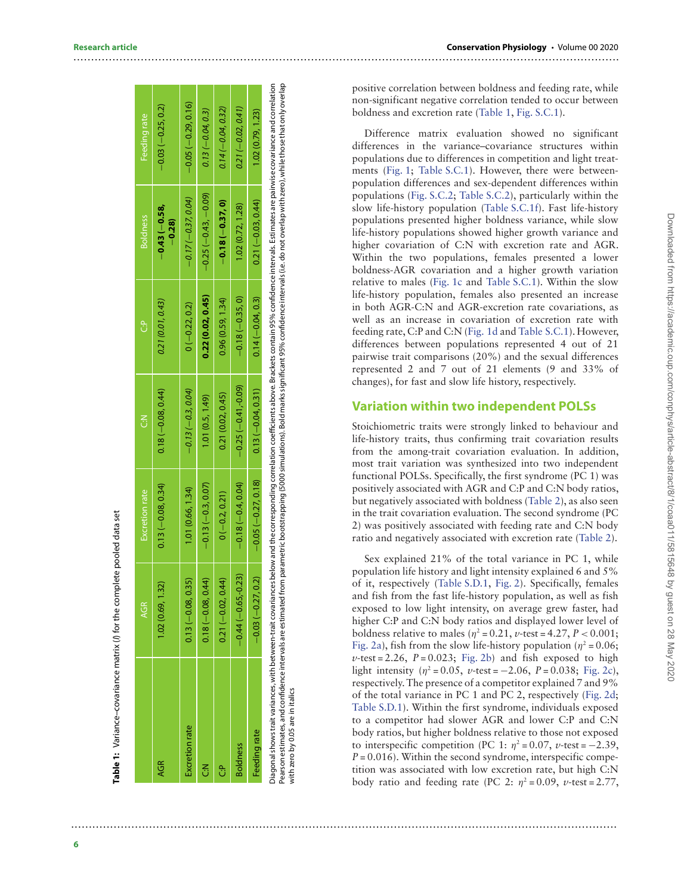**Table 1:** Variance–covariance matrix (*I*) for the complete pooled data set

| | AGR | Excretion rate | C:N | C:P | Boldness | Feeding rate |
|---|---|---|---|---|---|---|
| AGR | 1.02 (0.69, 1.32) | 0.13 (−0.08, 0.34) | 0.18 (−0.08, 0.44) | *0.21 (0.01, 0.43)* | **−0.43 (−0.58, −0.28)** | −0.03 (−0.25, 0.2) |
| Excretion rate | 0.13 (−0.08, 0.35) | 1.01 (0.66, 1.34) | *−0.13 (−0.3, 0.04)* | 0 (−0.22, 0.2) | *−0.17 (−0.37, 0.04)* | −0.05 (−0.29, 0.16) |
| C:N | 0.18 (−0.08, 0.44) | −0.13 (−0.3, 0.07) | 1.01 (0.5, 1.49) | **0.22 (0.02, 0.45)** | −0.25 (−0.43, −0.09) | *0.13 (−0.04, 0.3)* |
| C:P | 0.21 (−0.02, 0.44) | 0 (−0.2, 0.21) | 0.21 (0.02, 0.45) | 0.96 (0.59, 1.34) | **−0.18 (−0.37, 0)** | *0.14 (−0.04, 0.32)* |
| Boldness | −0.44 (−0.65,−0.23) | −0.18 (−0.4, 0.04) | −0.25 (−0.41,−0.09) | −0.18 (−0.35, 0) | 1.02 (0.72, 1.28) | *0.21 (−0.02, 0.41)* |
| Feeding rate | −0.03 (−0.27, 0.2) | −0.05 (−0.27, 0.18) | 0.13 (−0.04, 0.31) | 0.14 (−0.04, 0.3) | 0.21 (−0.03, 0.44) | 1.02 (0.79, 1.23) |

Diagonal shows trait variances, with between-trait covariances below and the corresponding correlation coefficients above. Brackets contain 95% confidence intervals. Estimates are pairwise covariance and correlation Pearson estimates, and confidence intervals are estimated from parametric bootstrapping (5000 simulations). Bold marks significant 95% confidence intervals (i.e. do not overlap with zero), while those that only overlap with zero by 0.05 are in italics

positive correlation between boldness and feeding rate, while non-significant negative correlation tended to occur between boldness and excretion rate (Table 1, Fig. S.C.1).

Difference matrix evaluation showed no significant differences in the variance–covariance structures within populations due to differences in competition and light treatments (Fig. 1; Table S.C.1). However, there were between-population differences and sex-dependent differences within populations (Fig. S.C.2; Table S.C.2), particularly within the slow life-history population (Table S.C.1f). Fast life-history populations presented higher boldness variance, while slow life-history populations showed higher growth variance and higher covariation of C:N with excretion rate and AGR. Within the two populations, females presented a lower boldness-AGR covariation and a higher growth variation relative to males (Fig. 1c and Table S.C.1). Within the slow life-history population, females also presented an increase in both AGR-C:N and AGR-excretion rate covariations, as well as an increase in covariation of excretion rate with feeding rate, C:P and C:N (Fig. 1d and Table S.C.1). However, differences between populations represented 4 out of 21 pairwise trait comparisons (20%) and the sexual differences represented 2 and 7 out of 21 elements (9 and 33% of changes), for fast and slow life history, respectively.

## Variation within two independent POLSs

Stoichiometric traits were strongly linked to behaviour and life-history traits, thus confirming trait covariation results from the among-trait covariation evaluation. In addition, most trait variation was synthesized into two independent functional POLSs. Specifically, the first syndrome (PC 1) was positively associated with AGR and C:P and C:N body ratios, but negatively associated with boldness (Table 2), as also seen in the trait covariation evaluation. The second syndrome (PC 2) was positively associated with feeding rate and C:N body ratio and negatively associated with excretion rate (Table 2).

Sex explained 21% of the total variance in PC 1, while population life history and light intensity explained 6 and 5% of it, respectively (Table S.D.1, Fig. 2). Specifically, females and fish from the fast life-history population, as well as fish exposed to low light intensity, on average grew faster, had higher C:P and C:N body ratios and displayed lower level of boldness relative to males ($\eta^2 = 0.21$, $v$-test = 4.27, $P < 0.001$; Fig. 2a), fish from the slow life-history population ($\eta^2 = 0.06$; $v$-test = 2.26, $P = 0.023$; Fig. 2b) and fish exposed to high light intensity ($\eta^2 = 0.05$, $v$-test = −2.06, $P = 0.038$; Fig. 2c), respectively. The presence of a competitor explained 7 and 9% of the total variance in PC 1 and PC 2, respectively (Fig. 2d; Table S.D.1). Within the first syndrome, individuals exposed to a competitor had slower AGR and lower C:P and C:N body ratios, but higher boldness relative to those not exposed to interspecific competition (PC 1: $\eta^2 = 0.07$, $v$-test = −2.39, $P = 0.016$). Within the second syndrome, interspecific competition was associated with low excretion rate, but high C:N body ratio and feeding rate (PC 2: $\eta^2 = 0.09$, $v$-test = 2.77,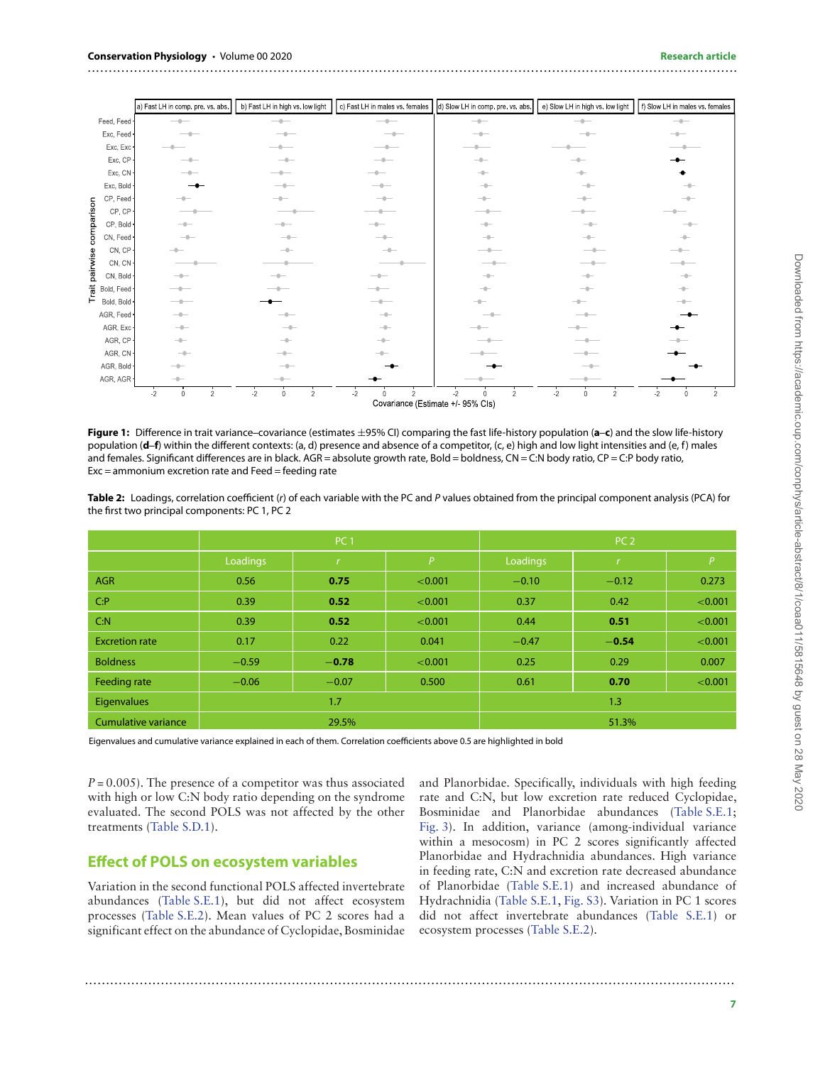**Figure 1:** Difference in trait variance–covariance (estimates ±95% CI) comparing the fast life-history population (**a**–**c**) and the slow life-history population (**d**–**f**) within the different contexts: (a, d) presence and absence of a competitor, (c, e) high and low light intensities and (e, f) males and females. Significant differences are in black. AGR = absolute growth rate, Bold = boldness, CN = C:N body ratio, CP = C:P body ratio, Exc = ammonium excretion rate and Feed = feeding rate

**Table 2:** Loadings, correlation coefficient (*r*) of each variable with the PC and *P* values obtained from the principal component analysis (PCA) for the first two principal components: PC 1, PC 2

| | PC 1 | | | PC 2 | | |
|---|---|---|---|---|---|---|
| | Loadings | *r* | *P* | Loadings | *r* | *P* |
| AGR | 0.56 | **0.75** | <0.001 | −0.10 | −0.12 | 0.273 |
| C:P | 0.39 | **0.52** | <0.001 | 0.37 | 0.42 | <0.001 |
| C:N | 0.39 | **0.52** | <0.001 | 0.44 | **0.51** | <0.001 |
| Excretion rate | 0.17 | 0.22 | 0.041 | −0.47 | **−0.54** | <0.001 |
| Boldness | −0.59 | **−0.78** | <0.001 | 0.25 | 0.29 | 0.007 |
| Feeding rate | −0.06 | −0.07 | 0.500 | 0.61 | **0.70** | <0.001 |
| Eigenvalues | 1.7 | | | 1.3 | | |
| Cumulative variance | 29.5% | | | 51.3% | | |

Eigenvalues and cumulative variance explained in each of them. Correlation coefficients above 0.5 are highlighted in bold

$P = 0.005$). The presence of a competitor was thus associated with high or low C:N body ratio depending on the syndrome evaluated. The second POLS was not affected by the other treatments (Table S.D.1).

## Effect of POLS on ecosystem variables

Variation in the second functional POLS affected invertebrate abundances (Table S.E.1), but did not affect ecosystem processes (Table S.E.2). Mean values of PC 2 scores had a significant effect on the abundance of Cyclopidae, Bosminidae and Planorbidae. Specifically, individuals with high feeding rate and C:N, but low excretion rate reduced Cyclopidae, Bosminidae and Planorbidae abundances (Table S.E.1; Fig. 3). In addition, variance (among-individual variance within a mesocosm) in PC 2 scores significantly affected Planorbidae and Hydrachnidia abundances. High variance in feeding rate, C:N and excretion rate decreased abundance of Planorbidae (Table S.E.1) and increased abundance of Hydrachnidia (Table S.E.1, Fig. S3). Variation in PC 1 scores did not affect invertebrate abundances (Table S.E.1) or ecosystem processes (Table S.E.2).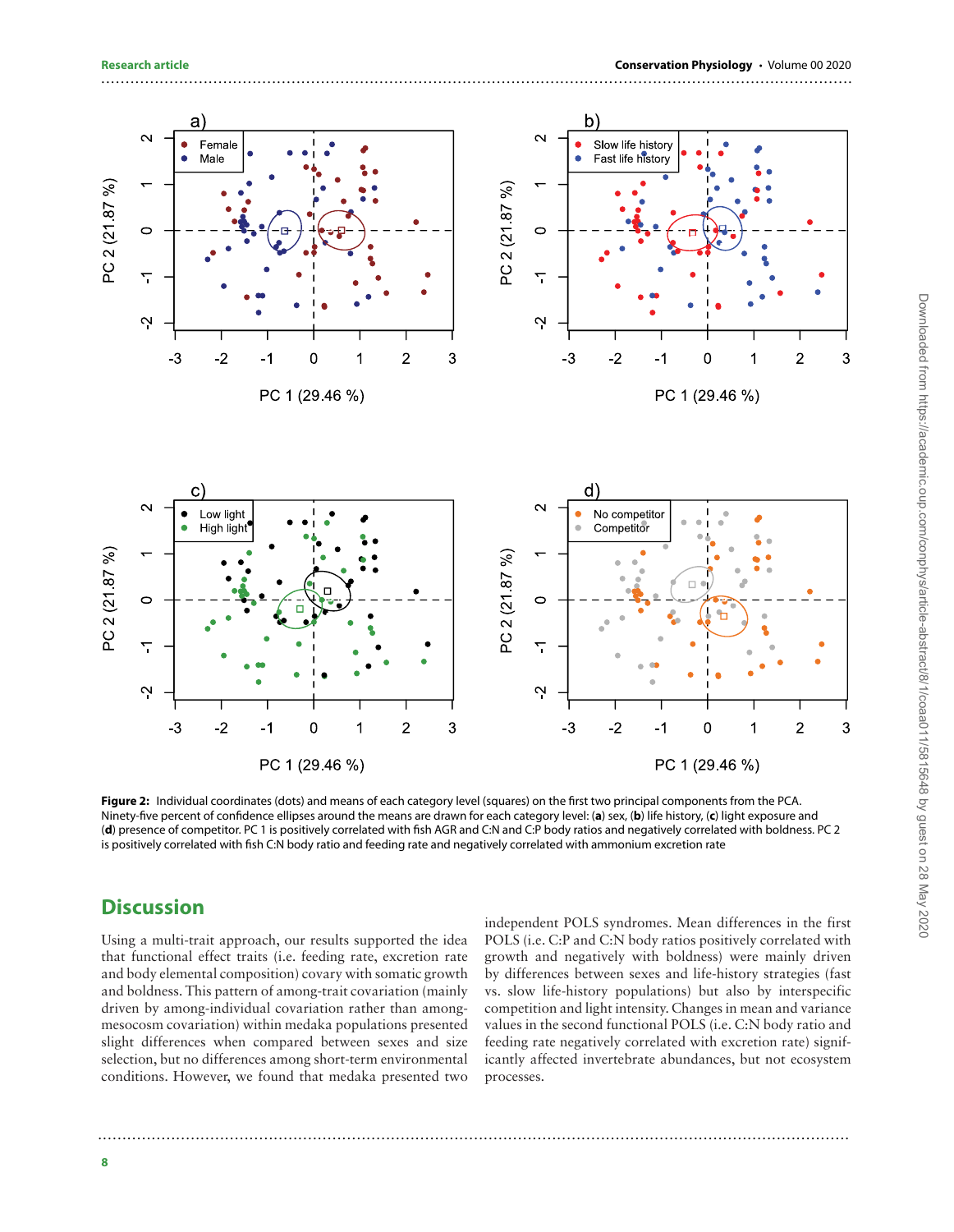**Figure 2:** Individual coordinates (dots) and means of each category level (squares) on the first two principal components from the PCA. Ninety-five percent of confidence ellipses around the means are drawn for each category level: (**a**) sex, (**b**) life history, (**c**) light exposure and (**d**) presence of competitor. PC 1 is positively correlated with fish AGR and C:N and C:P body ratios and negatively correlated with boldness. PC 2 is positively correlated with fish C:N body ratio and feeding rate and negatively correlated with ammonium excretion rate

## Discussion

Using a multi-trait approach, our results supported the idea that functional effect traits (i.e. feeding rate, excretion rate and body elemental composition) covary with somatic growth and boldness. This pattern of among-trait covariation (mainly driven by among-individual covariation rather than among-mesocosm covariation) within medaka populations presented slight differences when compared between sexes and size selection, but no differences among short-term environmental conditions. However, we found that medaka presented two independent POLS syndromes. Mean differences in the first POLS (i.e. C:P and C:N body ratios positively correlated with growth and negatively with boldness) were mainly driven by differences between sexes and life-history strategies (fast vs. slow life-history populations) but also by interspecific competition and light intensity. Changes in mean and variance values in the second functional POLS (i.e. C:N body ratio and feeding rate negatively correlated with excretion rate) significantly affected invertebrate abundances, but not ecosystem processes.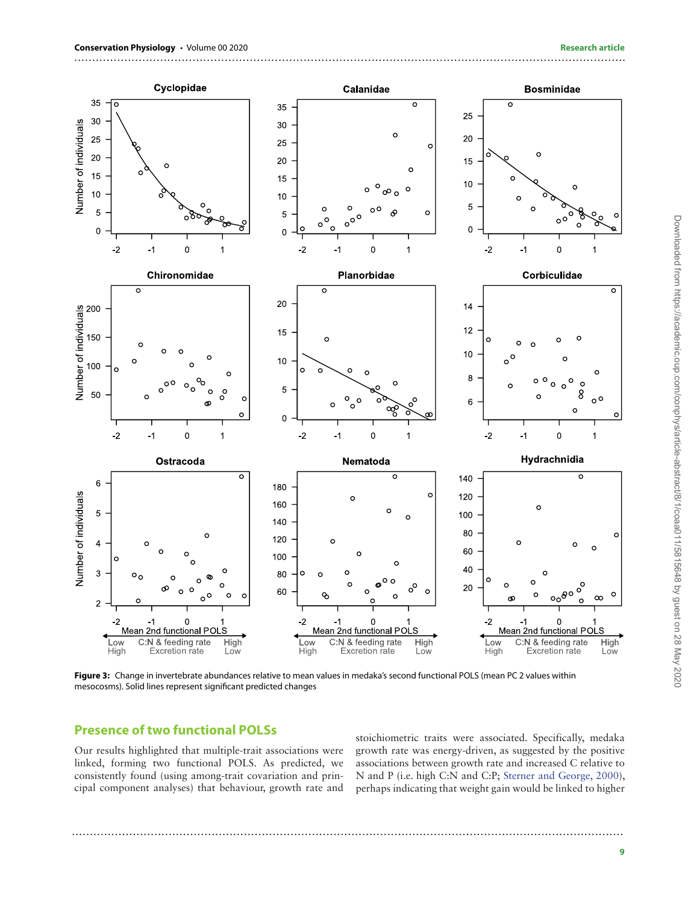**Figure 3:** Change in invertebrate abundances relative to mean values in medaka's second functional POLS (mean PC 2 values within mesocosms). Solid lines represent significant predicted changes

## Presence of two functional POLSs

Our results highlighted that multiple-trait associations were linked, forming two functional POLS. As predicted, we consistently found (using among-trait covariation and principal component analyses) that behaviour, growth rate and stoichiometric traits were associated. Specifically, medaka growth rate was energy-driven, as suggested by the positive associations between growth rate and increased C relative to N and P (i.e. high C:N and C:P; Sterner and George, 2000), perhaps indicating that weight gain would be linked to higher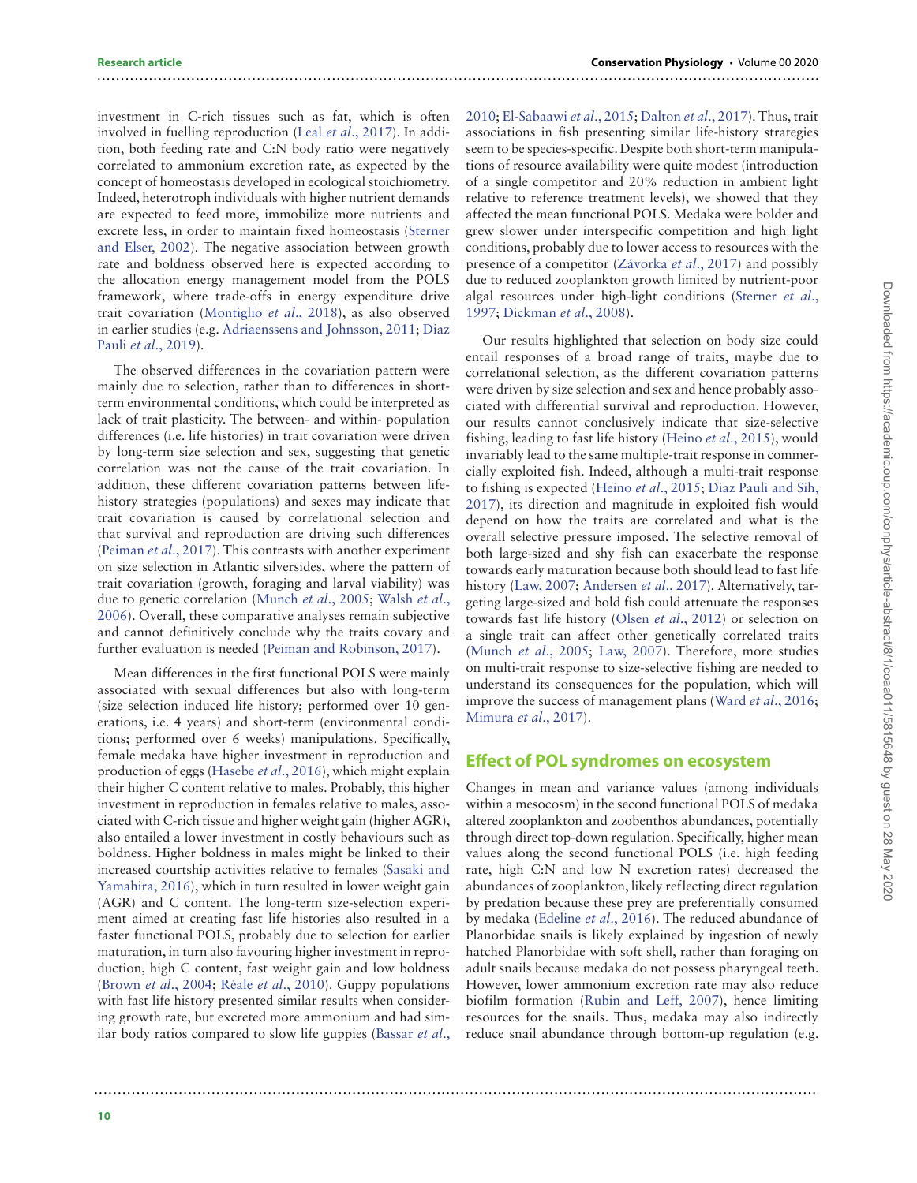investment in C-rich tissues such as fat, which is often involved in fuelling reproduction (Leal *et al*., 2017). In addition, both feeding rate and C:N body ratio were negatively correlated to ammonium excretion rate, as expected by the concept of homeostasis developed in ecological stoichiometry. Indeed, heterotroph individuals with higher nutrient demands are expected to feed more, immobilize more nutrients and excrete less, in order to maintain fixed homeostasis (Sterner and Elser, 2002). The negative association between growth rate and boldness observed here is expected according to the allocation energy management model from the POLS framework, where trade-offs in energy expenditure drive trait covariation (Montiglio *et al*., 2018), as also observed in earlier studies (e.g. Adriaenssens and Johnsson, 2011; Diaz Pauli *et al*., 2019).

The observed differences in the covariation pattern were mainly due to selection, rather than to differences in short-term environmental conditions, which could be interpreted as lack of trait plasticity. The between- and within- population differences (i.e. life histories) in trait covariation were driven by long-term size selection and sex, suggesting that genetic correlation was not the cause of the trait covariation. In addition, these different covariation patterns between life-history strategies (populations) and sexes may indicate that trait covariation is caused by correlational selection and that survival and reproduction are driving such differences (Peiman *et al*., 2017). This contrasts with another experiment on size selection in Atlantic silversides, where the pattern of trait covariation (growth, foraging and larval viability) was due to genetic correlation (Munch *et al*., 2005; Walsh *et al*., 2006). Overall, these comparative analyses remain subjective and cannot definitively conclude why the traits covary and further evaluation is needed (Peiman and Robinson, 2017).

Mean differences in the first functional POLS were mainly associated with sexual differences but also with long-term (size selection induced life history; performed over 10 generations, i.e. 4 years) and short-term (environmental conditions; performed over 6 weeks) manipulations. Specifically, female medaka have higher investment in reproduction and production of eggs (Hasebe *et al*., 2016), which might explain their higher C content relative to males. Probably, this higher investment in reproduction in females relative to males, associated with C-rich tissue and higher weight gain (higher AGR), also entailed a lower investment in costly behaviours such as boldness. Higher boldness in males might be linked to their increased courtship activities relative to females (Sasaki and Yamahira, 2016), which in turn resulted in lower weight gain (AGR) and C content. The long-term size-selection experiment aimed at creating fast life histories also resulted in a faster functional POLS, probably due to selection for earlier maturation, in turn also favouring higher investment in reproduction, high C content, fast weight gain and low boldness (Brown *et al*., 2004; Réale *et al*., 2010). Guppy populations with fast life history presented similar results when considering growth rate, but excreted more ammonium and had similar body ratios compared to slow life guppies (Bassar *et al*., 2010; El-Sabaawi *et al*., 2015; Dalton *et al*., 2017). Thus, trait associations in fish presenting similar life-history strategies seem to be species-specific. Despite both short-term manipulations of resource availability were quite modest (introduction of a single competitor and 20% reduction in ambient light relative to reference treatment levels), we showed that they affected the mean functional POLS. Medaka were bolder and grew slower under interspecific competition and high light conditions, probably due to lower access to resources with the presence of a competitor (Závorka *et al*., 2017) and possibly due to reduced zooplankton growth limited by nutrient-poor algal resources under high-light conditions (Sterner *et al*., 1997; Dickman *et al*., 2008).

Our results highlighted that selection on body size could entail responses of a broad range of traits, maybe due to correlational selection, as the different covariation patterns were driven by size selection and sex and hence probably associated with differential survival and reproduction. However, our results cannot conclusively indicate that size-selective fishing, leading to fast life history (Heino *et al*., 2015), would invariably lead to the same multiple-trait response in commercially exploited fish. Indeed, although a multi-trait response to fishing is expected (Heino *et al*., 2015; Diaz Pauli and Sih, 2017), its direction and magnitude in exploited fish would depend on how the traits are correlated and what is the overall selective pressure imposed. The selective removal of both large-sized and shy fish can exacerbate the response towards early maturation because both should lead to fast life history (Law, 2007; Andersen *et al*., 2017). Alternatively, targeting large-sized and bold fish could attenuate the responses towards fast life history (Olsen *et al*., 2012) or selection on a single trait can affect other genetically correlated traits (Munch *et al*., 2005; Law, 2007). Therefore, more studies on multi-trait response to size-selective fishing are needed to understand its consequences for the population, which will improve the success of management plans (Ward *et al*., 2016; Mimura *et al*., 2017).

## Effect of POL syndromes on ecosystem

Changes in mean and variance values (among individuals within a mesocosm) in the second functional POLS of medaka altered zooplankton and zoobenthos abundances, potentially through direct top-down regulation. Specifically, higher mean values along the second functional POLS (i.e. high feeding rate, high C:N and low N excretion rates) decreased the abundances of zooplankton, likely reflecting direct regulation by predation because these prey are preferentially consumed by medaka (Edeline *et al*., 2016). The reduced abundance of Planorbidae snails is likely explained by ingestion of newly hatched Planorbidae with soft shell, rather than foraging on adult snails because medaka do not possess pharyngeal teeth. However, lower ammonium excretion rate may also reduce biofilm formation (Rubin and Leff, 2007), hence limiting resources for the snails. Thus, medaka may also indirectly reduce snail abundance through bottom-up regulation (e.g.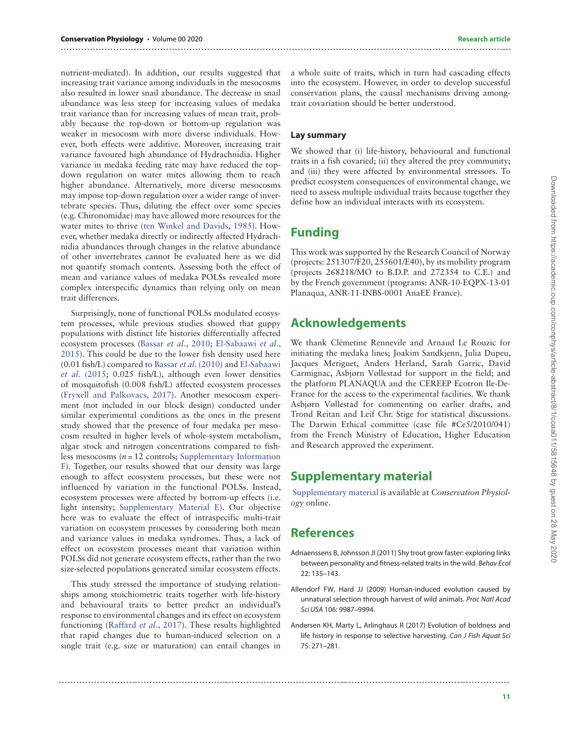nutrient-mediated). In addition, our results suggested that increasing trait variance among individuals in the mesocosms also resulted in lower snail abundance. The decrease in snail abundance was less steep for increasing values of medaka trait variance than for increasing values of mean trait, probably because the top-down or bottom-up regulation was weaker in mesocosm with more diverse individuals. However, both effects were additive. Moreover, increasing trait variance favoured high abundance of Hydrachnidia. Higher variance in medaka feeding rate may have reduced the top-down regulation on water mites allowing them to reach higher abundance. Alternatively, more diverse mesocosms may impose top-down regulation over a wider range of invertebrate species. Thus, diluting the effect over some species (e.g. Chironomidae) may have allowed more resources for the water mites to thrive (ten Winkel and Davids, 1985). However, whether medaka directly or indirectly affected Hydrachnidia abundances through changes in the relative abundance of other invertebrates cannot be evaluated here as we did not quantify stomach contents. Assessing both the effect of mean and variance values of medaka POLSs revealed more complex interspecific dynamics than relying only on mean trait differences.

Surprisingly, none of functional POLSs modulated ecosystem processes, while previous studies showed that guppy populations with distinct life histories differentially affected ecosystem processes (Bassar *et al*., 2010; El-Sabaawi *et al*., 2015). This could be due to the lower fish density used here (0.01 fish/L) compared to Bassar *et al*. (2010) and El-Sabaawi *et al*. (2015; 0.025 fish/L), although even lower densities of mosquitofish (0.008 fish/L) affected ecosystem processes (Fryxell and Palkovacs, 2017). Another mesocosm experiment (not included in our block design) conducted under similar experimental conditions as the ones in the present study showed that the presence of four medaka per mesocosm resulted in higher levels of whole-system metabolism, algae stock and nitrogen concentrations compared to fishless mesocosms ($n = 12$ controls; Supplementary Information F). Together, our results showed that our density was large enough to affect ecosystem processes, but these were not influenced by variation in the functional POLSs. Instead, ecosystem processes were affected by bottom-up effects (i.e. light intensity; Supplementary Material E). Our objective here was to evaluate the effect of intraspecific multi-trait variation on ecosystem processes by considering both mean and variance values in medaka syndromes. Thus, a lack of effect on ecosystem processes meant that variation within POLSs did not generate ecosystem effects, rather than the two size-selected populations generated similar ecosystem effects.

This study stressed the importance of studying relationships among stoichiometric traits together with life-history and behavioural traits to better predict an individual's response to environmental changes and its effect on ecosystem functioning (Raffard *et al*., 2017). These results highlighted that rapid changes due to human-induced selection on a single trait (e.g. size or maturation) can entail changes in a whole suite of traits, which in turn had cascading effects into the ecosystem. However, in order to develop successful conservation plans, the causal mechanisms driving among-trait covariation should be better understood.

### Lay summary

We showed that (i) life-history, behavioural and functional traits in a fish covaried; (ii) they altered the prey community; and (iii) they were affected by environmental stressors. To predict ecosystem consequences of environmental change, we need to assess multiple individual traits because together they define how an individual interacts with its ecosystem.

## Funding

This work was supported by the Research Council of Norway (projects: 251307/F20, 255601/E40), by its mobility program (projects 268218/MO to B.D.P. and 272354 to C.E.) and by the French government (programs: ANR-10-EQPX-13-01 Planaqua, ANR-11-INBS-0001 AnaEE France).

## Acknowledgements

We thank Clémetine Rennevile and Arnaud Le Rouzic for initiating the medaka lines; Joakim Sandkjenn, Julia Dupeu, Jacques Meriguet, Anders Herland, Sarah Garric, David Carmignac, Asbjørn Vøllestad for support in the field; and the platform PLANAQUA and the CEREEP Ecotron Ile-De-France for the access to the experimental facilities. We thank Asbjørn Vøllestad for commenting on earlier drafts, and Trond Reitan and Leif Chr. Stige for statistical discussions. The Darwin Ethical committee (case file #Ce5/2010/041) from the French Ministry of Education, Higher Education and Research approved the experiment.

## Supplementary material

Supplementary material is available at *Conservation Physiology* online.

## References

Adriaenssens B, Johnsson JI (2011) Shy trout grow faster: exploring links between personality and fitness-related traits in the wild. *Behav Ecol* 22: 135–143.

Allendorf FW, Hard JJ (2009) Human-induced evolution caused by unnatural selection through harvest of wild animals. *Proc Natl Acad Sci USA* 106: 9987–9994.

Andersen KH, Marty L, Arlinghaus R (2017) Evolution of boldness and life history in response to selective harvesting. *Can J Fish Aquat Sci* 75: 271–281.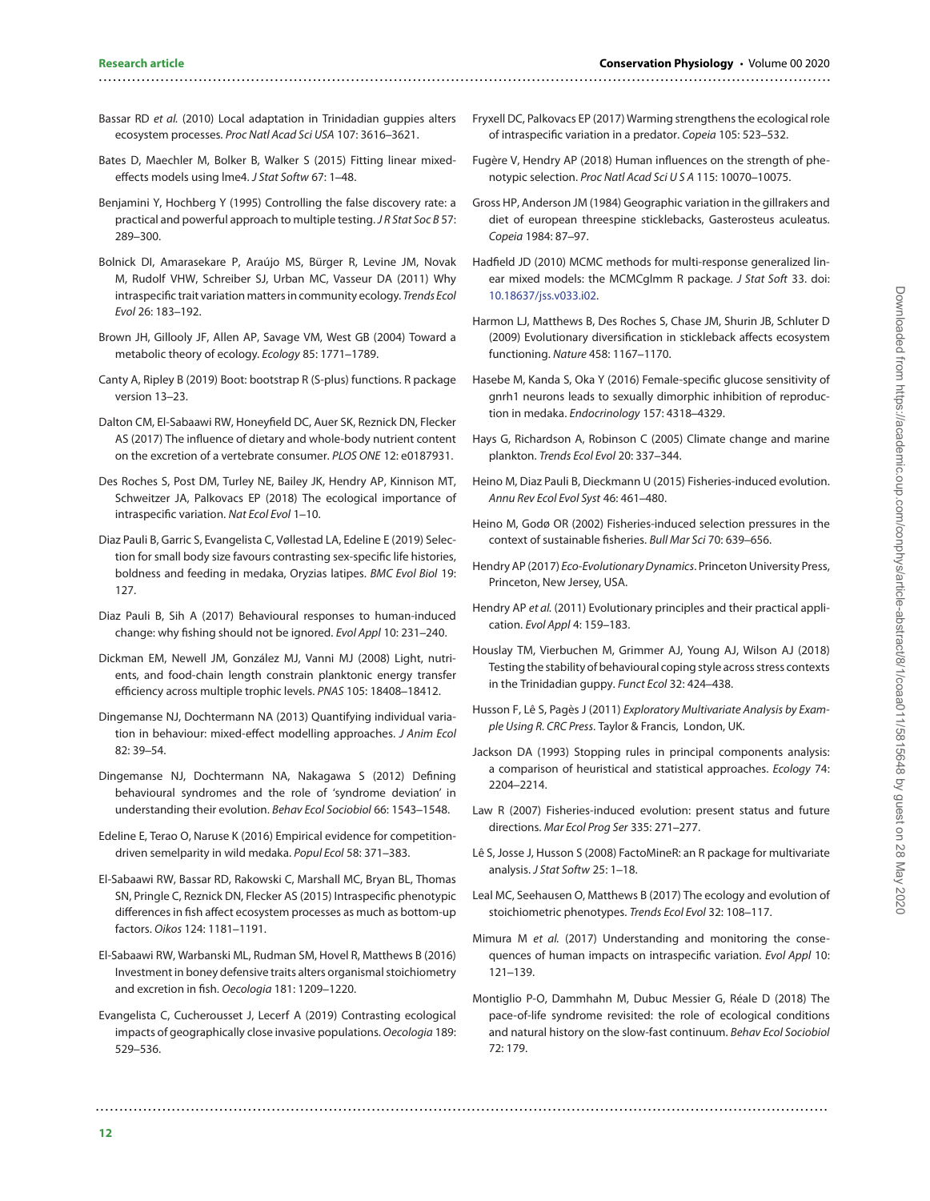Bassar RD *et al.* (2010) Local adaptation in Trinidadian guppies alters ecosystem processes. *Proc Natl Acad Sci USA* 107: 3616–3621.

Bates D, Maechler M, Bolker B, Walker S (2015) Fitting linear mixed-effects models using lme4. *J Stat Softw* 67: 1–48.

Benjamini Y, Hochberg Y (1995) Controlling the false discovery rate: a practical and powerful approach to multiple testing. *J R Stat Soc B* 57: 289–300.

Bolnick DI, Amarasekare P, Araújo MS, Bürger R, Levine JM, Novak M, Rudolf VHW, Schreiber SJ, Urban MC, Vasseur DA (2011) Why intraspecific trait variation matters in community ecology. *Trends Ecol Evol* 26: 183–192.

Brown JH, Gillooly JF, Allen AP, Savage VM, West GB (2004) Toward a metabolic theory of ecology. *Ecology* 85: 1771–1789.

Canty A, Ripley B (2019) Boot: bootstrap R (S-plus) functions. R package version 13–23.

Dalton CM, El-Sabaawi RW, Honeyfield DC, Auer SK, Reznick DN, Flecker AS (2017) The influence of dietary and whole-body nutrient content on the excretion of a vertebrate consumer. *PLOS ONE* 12: e0187931.

Des Roches S, Post DM, Turley NE, Bailey JK, Hendry AP, Kinnison MT, Schweitzer JA, Palkovacs EP (2018) The ecological importance of intraspecific variation. *Nat Ecol Evol* 1–10.

Diaz Pauli B, Garric S, Evangelista C, Vøllestad LA, Edeline E (2019) Selection for small body size favours contrasting sex-specific life histories, boldness and feeding in medaka, Oryzias latipes. *BMC Evol Biol* 19: 127.

Diaz Pauli B, Sih A (2017) Behavioural responses to human-induced change: why fishing should not be ignored. *Evol Appl* 10: 231–240.

Dickman EM, Newell JM, González MJ, Vanni MJ (2008) Light, nutrients, and food-chain length constrain planktonic energy transfer efficiency across multiple trophic levels. *PNAS* 105: 18408–18412.

Dingemanse NJ, Dochtermann NA (2013) Quantifying individual variation in behaviour: mixed-effect modelling approaches. *J Anim Ecol* 82: 39–54.

Dingemanse NJ, Dochtermann NA, Nakagawa S (2012) Defining behavioural syndromes and the role of 'syndrome deviation' in understanding their evolution. *Behav Ecol Sociobiol* 66: 1543–1548.

Edeline E, Terao O, Naruse K (2016) Empirical evidence for competition-driven semelparity in wild medaka. *Popul Ecol* 58: 371–383.

El-Sabaawi RW, Bassar RD, Rakowski C, Marshall MC, Bryan BL, Thomas SN, Pringle C, Reznick DN, Flecker AS (2015) Intraspecific phenotypic differences in fish affect ecosystem processes as much as bottom-up factors. *Oikos* 124: 1181–1191.

El-Sabaawi RW, Warbanski ML, Rudman SM, Hovel R, Matthews B (2016) Investment in boney defensive traits alters organismal stoichiometry and excretion in fish. *Oecologia* 181: 1209–1220.

Evangelista C, Cucherousset J, Lecerf A (2019) Contrasting ecological impacts of geographically close invasive populations. *Oecologia* 189: 529–536.

Fryxell DC, Palkovacs EP (2017) Warming strengthens the ecological role of intraspecific variation in a predator. *Copeia* 105: 523–532.

Fugère V, Hendry AP (2018) Human influences on the strength of phenotypic selection. *Proc Natl Acad Sci U S A* 115: 10070–10075.

Gross HP, Anderson JM (1984) Geographic variation in the gillrakers and diet of european threespine sticklebacks, Gasterosteus aculeatus. *Copeia* 1984: 87–97.

Hadfield JD (2010) MCMC methods for multi-response generalized linear mixed models: the MCMCglmm R package. *J Stat Soft* 33. doi: 10.18637/jss.v033.i02.

Harmon LJ, Matthews B, Des Roches S, Chase JM, Shurin JB, Schluter D (2009) Evolutionary diversification in stickleback affects ecosystem functioning. *Nature* 458: 1167–1170.

Hasebe M, Kanda S, Oka Y (2016) Female-specific glucose sensitivity of gnrh1 neurons leads to sexually dimorphic inhibition of reproduction in medaka. *Endocrinology* 157: 4318–4329.

Hays G, Richardson A, Robinson C (2005) Climate change and marine plankton. *Trends Ecol Evol* 20: 337–344.

Heino M, Diaz Pauli B, Dieckmann U (2015) Fisheries-induced evolution. *Annu Rev Ecol Evol Syst* 46: 461–480.

Heino M, Godø OR (2002) Fisheries-induced selection pressures in the context of sustainable fisheries. *Bull Mar Sci* 70: 639–656.

Hendry AP (2017) *Eco-Evolutionary Dynamics*. Princeton University Press, Princeton, New Jersey, USA.

Hendry AP *et al.* (2011) Evolutionary principles and their practical application. *Evol Appl* 4: 159–183.

Houslay TM, Vierbuchen M, Grimmer AJ, Young AJ, Wilson AJ (2018) Testing the stability of behavioural coping style across stress contexts in the Trinidadian guppy. *Funct Ecol* 32: 424–438.

Husson F, Lê S, Pagès J (2011) *Exploratory Multivariate Analysis by Example Using R. CRC Press*. Taylor & Francis, London, UK.

Jackson DA (1993) Stopping rules in principal components analysis: a comparison of heuristical and statistical approaches. *Ecology* 74: 2204–2214.

Law R (2007) Fisheries-induced evolution: present status and future directions. *Mar Ecol Prog Ser* 335: 271–277.

Lê S, Josse J, Husson S (2008) FactoMineR: an R package for multivariate analysis. *J Stat Softw* 25: 1–18.

Leal MC, Seehausen O, Matthews B (2017) The ecology and evolution of stoichiometric phenotypes. *Trends Ecol Evol* 32: 108–117.

Mimura M *et al.* (2017) Understanding and monitoring the consequences of human impacts on intraspecific variation. *Evol Appl* 10: 121–139.

Montiglio P-O, Dammhahn M, Dubuc Messier G, Réale D (2018) The pace-of-life syndrome revisited: the role of ecological conditions and natural history on the slow-fast continuum. *Behav Ecol Sociobiol* 72: 179.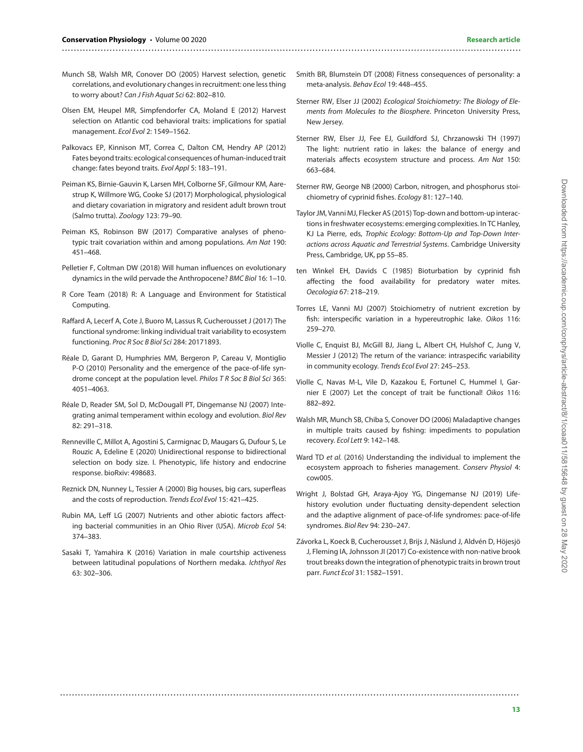Munch SB, Walsh MR, Conover DO (2005) Harvest selection, genetic correlations, and evolutionary changes in recruitment: one less thing to worry about? *Can J Fish Aquat Sci* 62: 802–810.

Olsen EM, Heupel MR, Simpfendorfer CA, Moland E (2012) Harvest selection on Atlantic cod behavioral traits: implications for spatial management. *Ecol Evol* 2: 1549–1562.

Palkovacs EP, Kinnison MT, Correa C, Dalton CM, Hendry AP (2012) Fates beyond traits: ecological consequences of human-induced trait change: fates beyond traits. *Evol Appl* 5: 183–191.

Peiman KS, Birnie-Gauvin K, Larsen MH, Colborne SF, Gilmour KM, Aarestrup K, Willmore WG, Cooke SJ (2017) Morphological, physiological and dietary covariation in migratory and resident adult brown trout (Salmo trutta). *Zoology* 123: 79–90.

Peiman KS, Robinson BW (2017) Comparative analyses of phenotypic trait covariation within and among populations. *Am Nat* 190: 451–468.

Pelletier F, Coltman DW (2018) Will human influences on evolutionary dynamics in the wild pervade the Anthropocene? *BMC Biol* 16: 1–10.

R Core Team (2018) R: A Language and Environment for Statistical Computing.

Raffard A, Lecerf A, Cote J, Buoro M, Lassus R, Cucherousset J (2017) The functional syndrome: linking individual trait variability to ecosystem functioning. *Proc R Soc B Biol Sci* 284: 20171893.

Réale D, Garant D, Humphries MM, Bergeron P, Careau V, Montiglio P-O (2010) Personality and the emergence of the pace-of-life syndrome concept at the population level. *Philos T R Soc B Biol Sci* 365: 4051–4063.

Réale D, Reader SM, Sol D, McDougall PT, Dingemanse NJ (2007) Integrating animal temperament within ecology and evolution. *Biol Rev* 82: 291–318.

Renneville C, Millot A, Agostini S, Carmignac D, Maugars G, Dufour S, Le Rouzic A, Edeline E (2020) Unidirectional response to bidirectional selection on body size. I. Phenotypic, life history and endocrine response. bioRxiv: 498683.

Reznick DN, Nunney L, Tessier A (2000) Big houses, big cars, superfleas and the costs of reproduction. *Trends Ecol Evol* 15: 421–425.

Rubin MA, Leff LG (2007) Nutrients and other abiotic factors affecting bacterial communities in an Ohio River (USA). *Microb Ecol* 54: 374–383.

Sasaki T, Yamahira K (2016) Variation in male courtship activeness between latitudinal populations of Northern medaka. *Ichthyol Res* 63: 302–306.

Smith BR, Blumstein DT (2008) Fitness consequences of personality: a meta-analysis. *Behav Ecol* 19: 448–455.

Sterner RW, Elser JJ (2002) *Ecological Stoichiometry: The Biology of Elements from Molecules to the Biosphere*. Princeton University Press, New Jersey.

Sterner RW, Elser JJ, Fee EJ, Guildford SJ, Chrzanowski TH (1997) The light: nutrient ratio in lakes: the balance of energy and materials affects ecosystem structure and process. *Am Nat* 150: 663–684.

Sterner RW, George NB (2000) Carbon, nitrogen, and phosphorus stoichiometry of cyprinid fishes. *Ecology* 81: 127–140.

Taylor JM, Vanni MJ, Flecker AS (2015) Top-down and bottom-up interactions in freshwater ecosystems: emerging complexities. In TC Hanley, KJ La Pierre, eds, *Trophic Ecology: Bottom-Up and Top-Down Interactions across Aquatic and Terrestrial Systems*. Cambridge University Press, Cambridge, UK, pp 55–85.

ten Winkel EH, Davids C (1985) Bioturbation by cyprinid fish affecting the food availability for predatory water mites. *Oecologia* 67: 218–219.

Torres LE, Vanni MJ (2007) Stoichiometry of nutrient excretion by fish: interspecific variation in a hypereutrophic lake. *Oikos* 116: 259–270.

Violle C, Enquist BJ, McGill BJ, Jiang L, Albert CH, Hulshof C, Jung V, Messier J (2012) The return of the variance: intraspecific variability in community ecology. *Trends Ecol Evol* 27: 245–253.

Violle C, Navas M-L, Vile D, Kazakou E, Fortunel C, Hummel I, Garnier E (2007) Let the concept of trait be functional! *Oikos* 116: 882–892.

Walsh MR, Munch SB, Chiba S, Conover DO (2006) Maladaptive changes in multiple traits caused by fishing: impediments to population recovery. *Ecol Lett* 9: 142–148.

Ward TD *et al.* (2016) Understanding the individual to implement the ecosystem approach to fisheries management. *Conserv Physiol* 4: cow005.

Wright J, Bolstad GH, Araya-Ajoy YG, Dingemanse NJ (2019) Life-history evolution under fluctuating density-dependent selection and the adaptive alignment of pace-of-life syndromes: pace-of-life syndromes. *Biol Rev* 94: 230–247.

Závorka L, Koeck B, Cucherousset J, Brijs J, Näslund J, Aldvén D, Höjesjö J, Fleming IA, Johnsson JI (2017) Co-existence with non-native brook trout breaks down the integration of phenotypic traits in brown trout parr. *Funct Ecol* 31: 1582–1591.